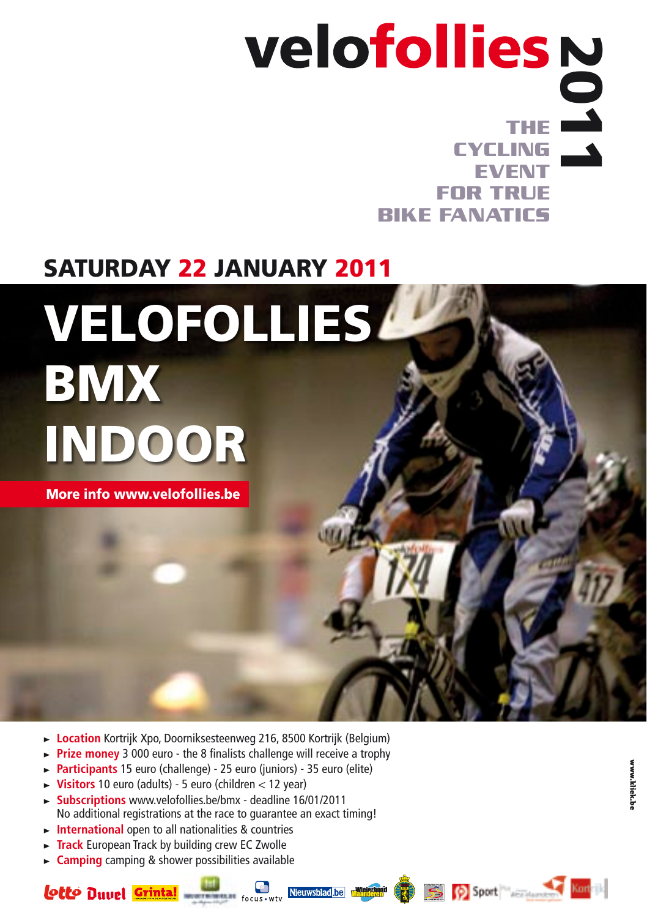# velofollies 2011

THE CYCLING EVENT FOR TRUE BIKE FANATICS

## SATURDAY 22 JANUARY 2011

# VELOFOLLIES BMX INDOOR

**More info www.velofollies.be**

- **Location** Kortrijk Xpo, Doorniksesteenweg 216, 8500 Kortrijk (Belgium)
- **Prize money** 3 000 euro - the 8 finalists challenge will receive a trophy
- **Participants** 15 euro (challenge) - 25 euro (juniors) - 35 euro (elite)
- **Visitors** 10 euro (adults) - 5 euro (children < 12 year)
- **Subscriptions** www.velofollies.be/bmx - deadline 16/01/2011
  No additional registrations at the race to guarantee an exact timing!
- **International** open to all nationalities & countries
- **Track** European Track by building crew EC Zwolle
- **Camping** camping & shower possibilities available

www.kliek.be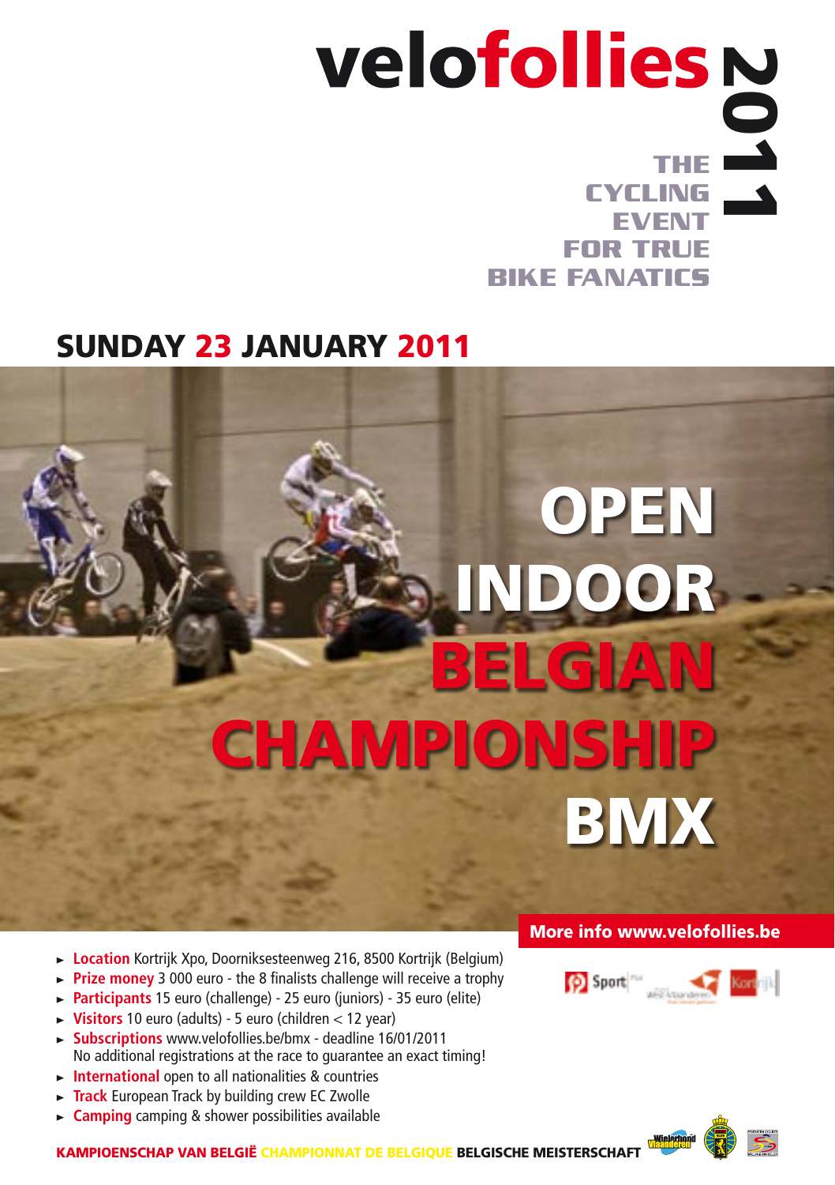# velofollies 2011

THE CYCLING EVENT FOR TRUE BIKE FANATICS

## SUNDAY 23 JANUARY 2011

# OPEN INDOOR BELGIAN CHAMPIONSHIP BMX

**More info www.velofollies.be**

- **Location** Kortrijk Xpo, Doorniksesteenweg 216, 8500 Kortrijk (Belgium)
- **Prize money** 3 000 euro - the 8 finalists challenge will receive a trophy
- **Participants** 15 euro (challenge) - 25 euro (juniors) - 35 euro (elite)
- **Visitors** 10 euro (adults) - 5 euro (children < 12 year)
- **Subscriptions** www.velofollies.be/bmx - deadline 16/01/2011
  No additional registrations at the race to guarantee an exact timing!
- **International** open to all nationalities & countries
- **Track** European Track by building crew EC Zwolle
- **Camping** camping & shower possibilities available

KAMPIOENSCHAP VAN BELGIË CHAMPIONNAT DE BELGIQUE BELGISCHE MEISTERSCHAFT